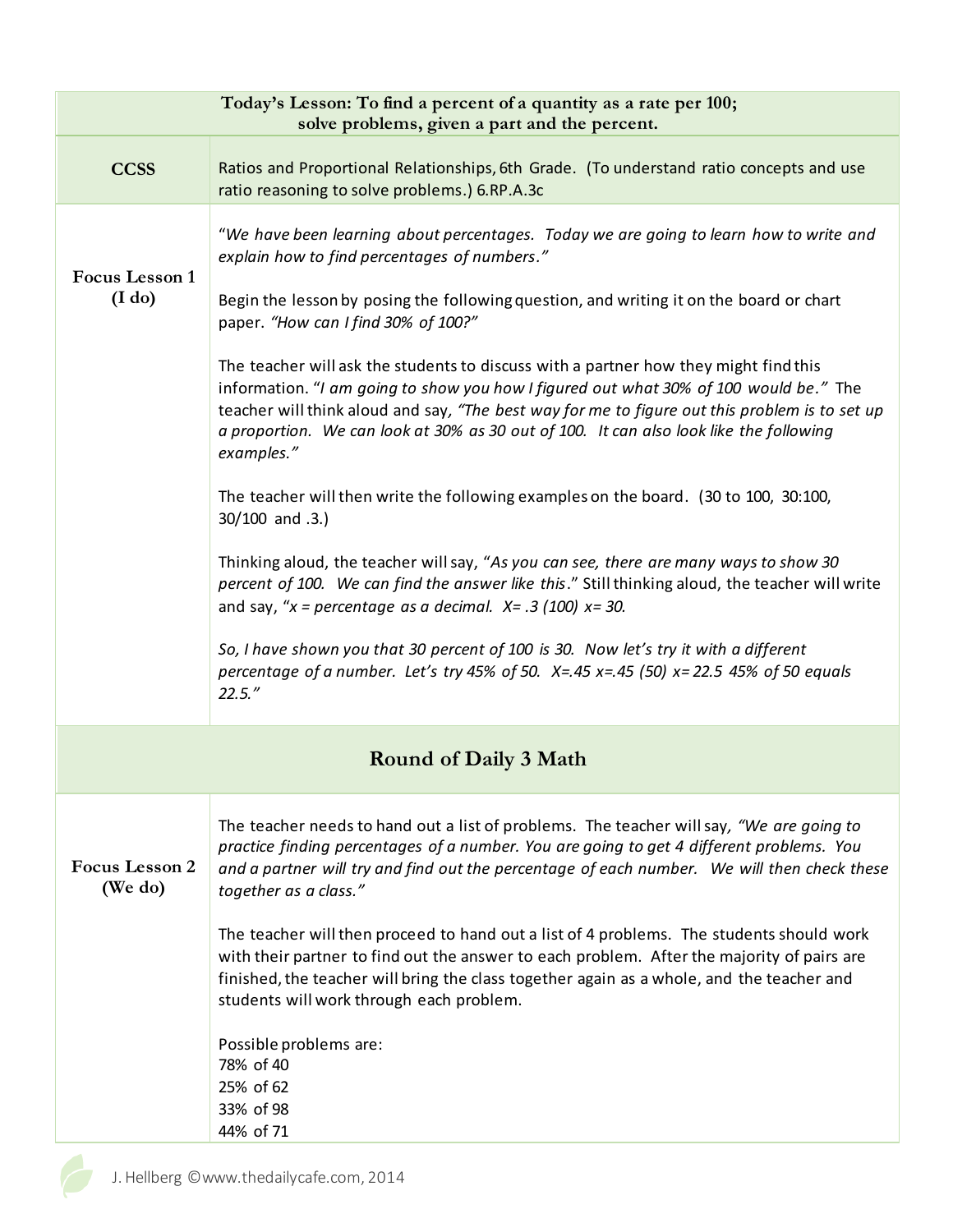| Today's Lesson: To find a percent of a quantity as a rate per 100; solve problems, given a part and the percent. | |
|---|---|
| **CCSS** | Ratios and Proportional Relationships, 6th Grade. (To understand ratio concepts and use ratio reasoning to solve problems.) 6.RP.A.3c |
| **Focus Lesson 1 (I do)** | "*We have been learning about percentages. Today we are going to learn how to write and explain how to find percentages of numbers.*"<br><br>Begin the lesson by posing the following question, and writing it on the board or chart paper. *"How can I find 30% of 100?"*<br><br>The teacher will ask the students to discuss with a partner how they might find this information. "*I am going to show you how I figured out what 30% of 100 would be.*" The teacher will think aloud and say, *"The best way for me to figure out this problem is to set up a proportion. We can look at 30% as 30 out of 100. It can also look like the following examples."*<br><br>The teacher will then write the following examples on the board. (30 to 100, 30:100, 30/100 and .3.)<br><br>Thinking aloud, the teacher will say, "*As you can see, there are many ways to show 30 percent of 100. We can find the answer like this*." Still thinking aloud, the teacher will write and say, "*x = percentage as a decimal. X= .3 (100) x= 30.*<br><br>*So, I have shown you that 30 percent of 100 is 30. Now let's try it with a different percentage of a number. Let's try 45% of 50. X=.45 x=.45 (50) x= 22.5 45% of 50 equals 22.5."* |
| **Round of Daily 3 Math** | |
| **Focus Lesson 2 (We do)** | The teacher needs to hand out a list of problems. The teacher will say, *"We are going to practice finding percentages of a number. You are going to get 4 different problems. You and a partner will try and find out the percentage of each number. We will then check these together as a class."*<br><br>The teacher will then proceed to hand out a list of 4 problems. The students should work with their partner to find out the answer to each problem. After the majority of pairs are finished, the teacher will bring the class together again as a whole, and the teacher and students will work through each problem.<br><br>Possible problems are:<br>78% of 40<br>25% of 62<br>33% of 98<br>44% of 71 |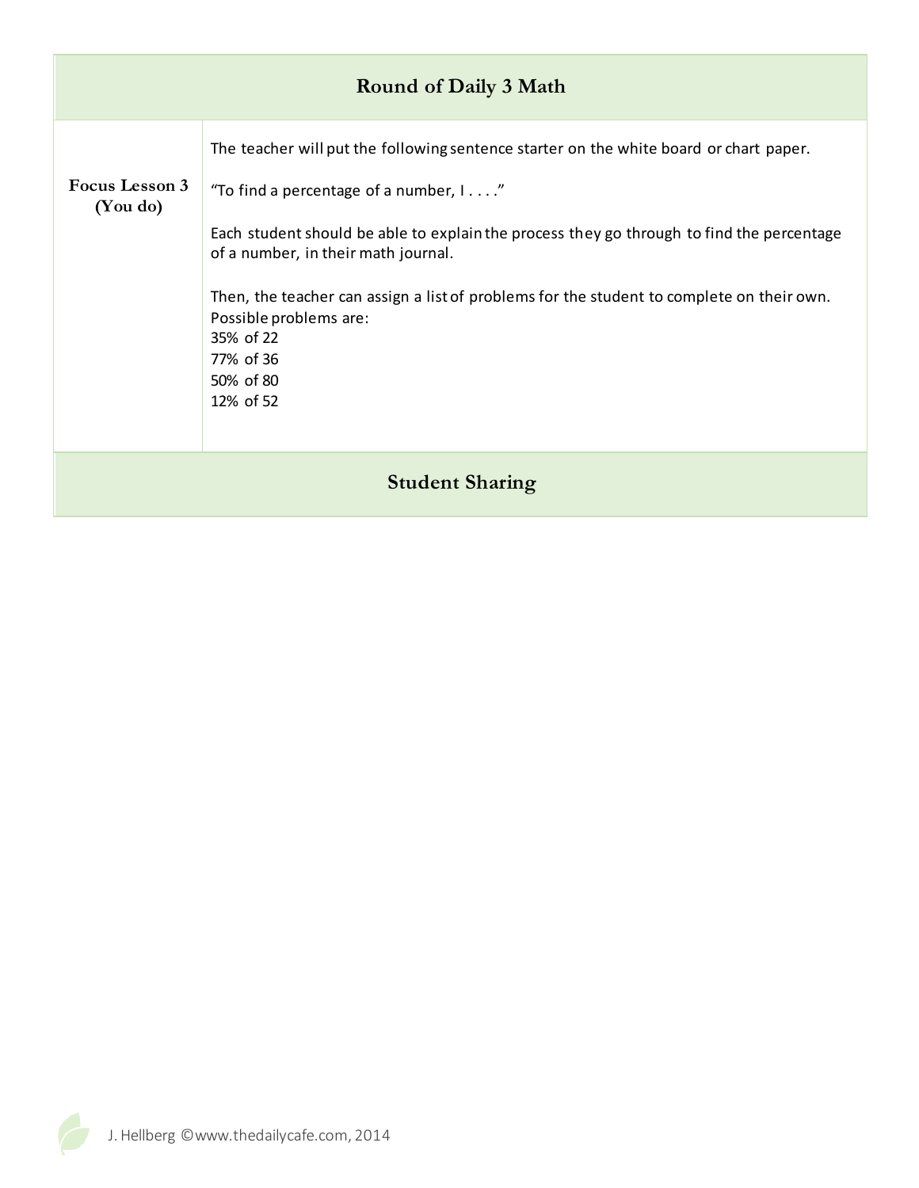| Round of Daily 3 Math | |
| --- | --- |
| **Focus Lesson 3 (You do)** | The teacher will put the following sentence starter on the white board or chart paper.<br><br>"To find a percentage of a number, I . . . ."<br><br>Each student should be able to explain the process they go through to find the percentage of a number, in their math journal.<br><br>Then, the teacher can assign a list of problems for the student to complete on their own. Possible problems are:<br>35% of 22<br>77% of 36<br>50% of 80<br>12% of 52 |
| **Student Sharing** | |

J. Hellberg ©www.thedailycafe.com, 2014